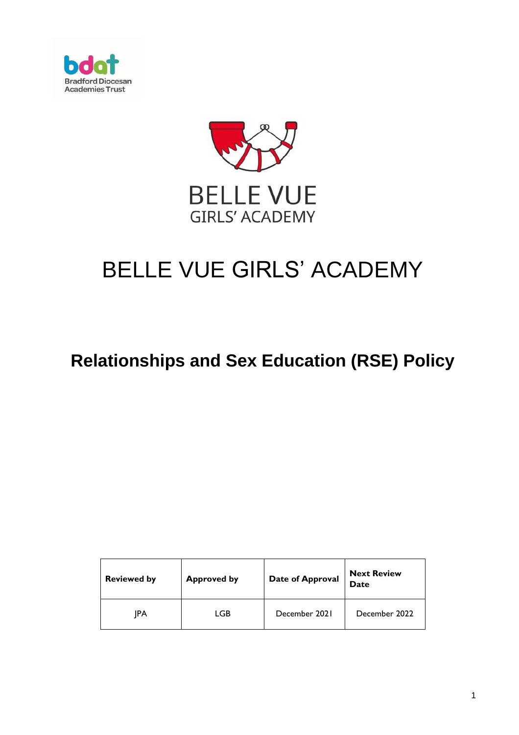Bradford Diocesan Academies Trust

BELLE VUE GIRLS' ACADEMY

# BELLE VUE GIRLS' ACADEMY

## Relationships and Sex Education (RSE) Policy

| Reviewed by | Approved by | Date of Approval | Next Review Date |
|---|---|---|---|
| JPA | LGB | December 2021 | December 2022 |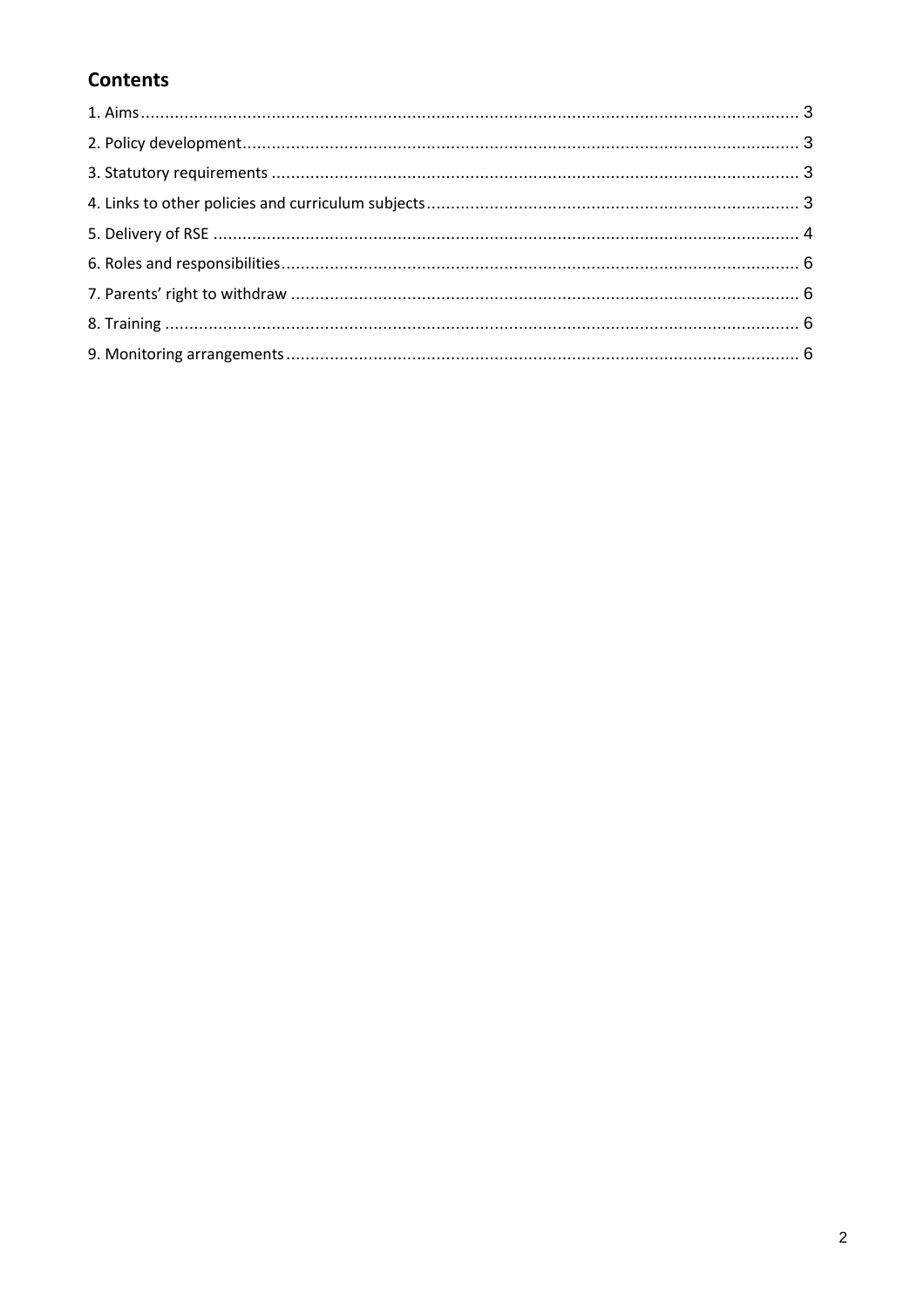## Contents

1. Aims ........................................................................................................................................ 3
2. Policy development.................................................................................................................. 3
3. Statutory requirements ............................................................................................................ 3
4. Links to other policies and curriculum subjects............................................................................ 3
5. Delivery of RSE ........................................................................................................................ 4
6. Roles and responsibilities.......................................................................................................... 6
7. Parents' right to withdraw ........................................................................................................ 6
8. Training .................................................................................................................................. 6
9. Monitoring arrangements.......................................................................................................... 6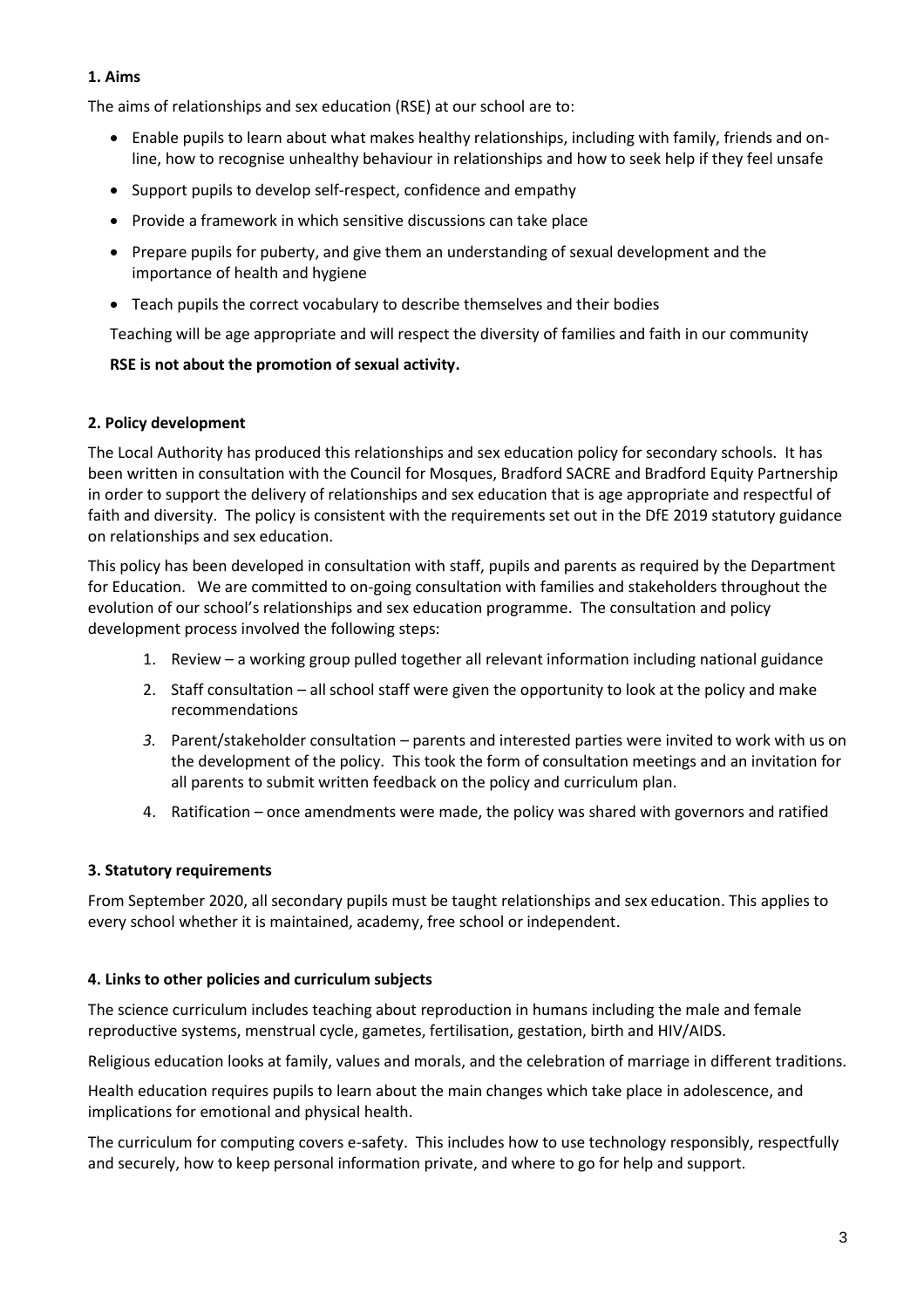### 1. Aims

The aims of relationships and sex education (RSE) at our school are to:

- Enable pupils to learn about what makes healthy relationships, including with family, friends and on-line, how to recognise unhealthy behaviour in relationships and how to seek help if they feel unsafe
- Support pupils to develop self-respect, confidence and empathy
- Provide a framework in which sensitive discussions can take place
- Prepare pupils for puberty, and give them an understanding of sexual development and the importance of health and hygiene
- Teach pupils the correct vocabulary to describe themselves and their bodies

Teaching will be age appropriate and will respect the diversity of families and faith in our community

**RSE is not about the promotion of sexual activity.**

### 2. Policy development

The Local Authority has produced this relationships and sex education policy for secondary schools. It has been written in consultation with the Council for Mosques, Bradford SACRE and Bradford Equity Partnership in order to support the delivery of relationships and sex education that is age appropriate and respectful of faith and diversity. The policy is consistent with the requirements set out in the DfE 2019 statutory guidance on relationships and sex education.

This policy has been developed in consultation with staff, pupils and parents as required by the Department for Education. We are committed to on-going consultation with families and stakeholders throughout the evolution of our school's relationships and sex education programme. The consultation and policy development process involved the following steps:

1. Review – a working group pulled together all relevant information including national guidance
2. Staff consultation – all school staff were given the opportunity to look at the policy and make recommendations
3. Parent/stakeholder consultation – parents and interested parties were invited to work with us on the development of the policy. This took the form of consultation meetings and an invitation for all parents to submit written feedback on the policy and curriculum plan.
4. Ratification – once amendments were made, the policy was shared with governors and ratified

### 3. Statutory requirements

From September 2020, all secondary pupils must be taught relationships and sex education. This applies to every school whether it is maintained, academy, free school or independent.

### 4. Links to other policies and curriculum subjects

The science curriculum includes teaching about reproduction in humans including the male and female reproductive systems, menstrual cycle, gametes, fertilisation, gestation, birth and HIV/AIDS.

Religious education looks at family, values and morals, and the celebration of marriage in different traditions.

Health education requires pupils to learn about the main changes which take place in adolescence, and implications for emotional and physical health.

The curriculum for computing covers e-safety. This includes how to use technology responsibly, respectfully and securely, how to keep personal information private, and where to go for help and support.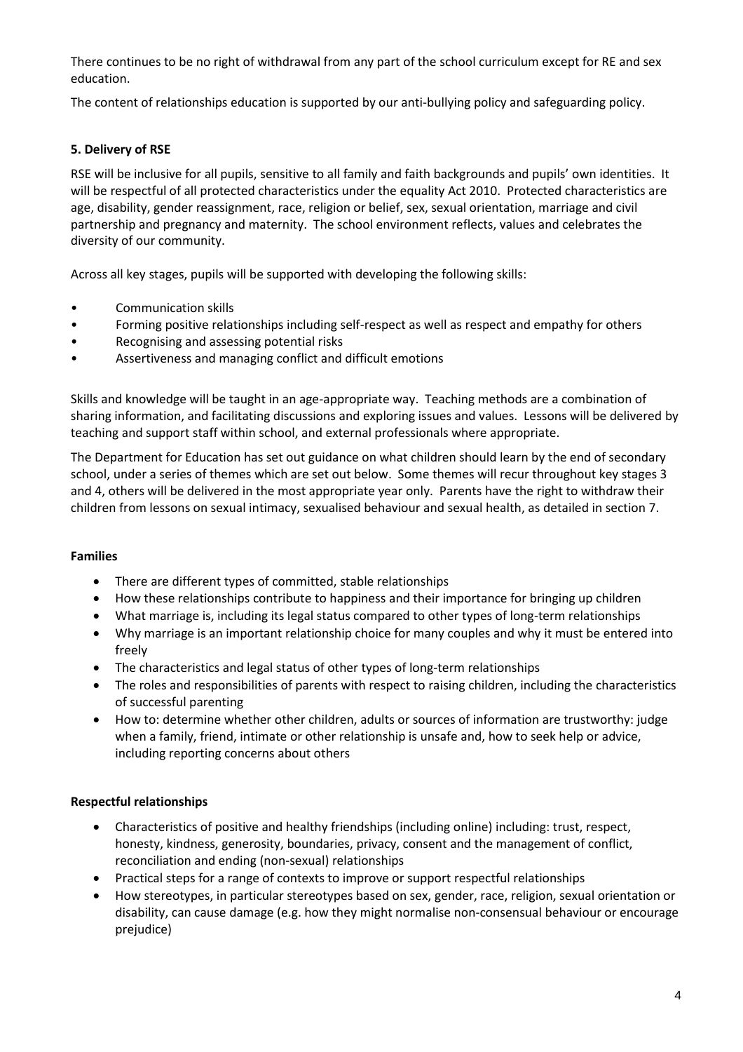There continues to be no right of withdrawal from any part of the school curriculum except for RE and sex education.

The content of relationships education is supported by our anti-bullying policy and safeguarding policy.

**5. Delivery of RSE**

RSE will be inclusive for all pupils, sensitive to all family and faith backgrounds and pupils' own identities. It will be respectful of all protected characteristics under the equality Act 2010. Protected characteristics are age, disability, gender reassignment, race, religion or belief, sex, sexual orientation, marriage and civil partnership and pregnancy and maternity. The school environment reflects, values and celebrates the diversity of our community.

Across all key stages, pupils will be supported with developing the following skills:

- Communication skills
- Forming positive relationships including self-respect as well as respect and empathy for others
- Recognising and assessing potential risks
- Assertiveness and managing conflict and difficult emotions

Skills and knowledge will be taught in an age-appropriate way. Teaching methods are a combination of sharing information, and facilitating discussions and exploring issues and values. Lessons will be delivered by teaching and support staff within school, and external professionals where appropriate.

The Department for Education has set out guidance on what children should learn by the end of secondary school, under a series of themes which are set out below. Some themes will recur throughout key stages 3 and 4, others will be delivered in the most appropriate year only. Parents have the right to withdraw their children from lessons on sexual intimacy, sexualised behaviour and sexual health, as detailed in section 7.

**Families**

- There are different types of committed, stable relationships
- How these relationships contribute to happiness and their importance for bringing up children
- What marriage is, including its legal status compared to other types of long-term relationships
- Why marriage is an important relationship choice for many couples and why it must be entered into freely
- The characteristics and legal status of other types of long-term relationships
- The roles and responsibilities of parents with respect to raising children, including the characteristics of successful parenting
- How to: determine whether other children, adults or sources of information are trustworthy: judge when a family, friend, intimate or other relationship is unsafe and, how to seek help or advice, including reporting concerns about others

**Respectful relationships**

- Characteristics of positive and healthy friendships (including online) including: trust, respect, honesty, kindness, generosity, boundaries, privacy, consent and the management of conflict, reconciliation and ending (non-sexual) relationships
- Practical steps for a range of contexts to improve or support respectful relationships
- How stereotypes, in particular stereotypes based on sex, gender, race, religion, sexual orientation or disability, can cause damage (e.g. how they might normalise non-consensual behaviour or encourage prejudice)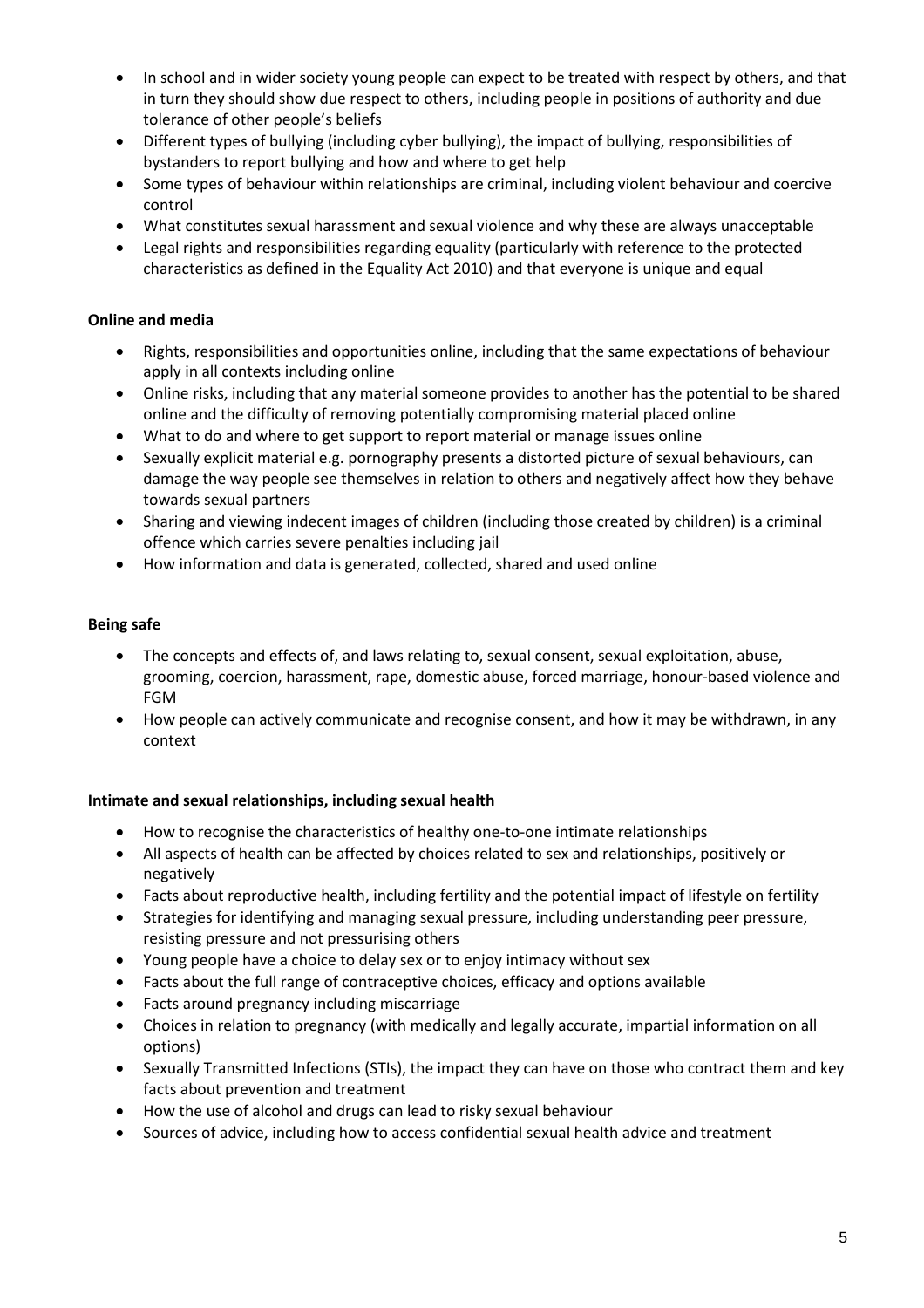- In school and in wider society young people can expect to be treated with respect by others, and that in turn they should show due respect to others, including people in positions of authority and due tolerance of other people's beliefs
- Different types of bullying (including cyber bullying), the impact of bullying, responsibilities of bystanders to report bullying and how and where to get help
- Some types of behaviour within relationships are criminal, including violent behaviour and coercive control
- What constitutes sexual harassment and sexual violence and why these are always unacceptable
- Legal rights and responsibilities regarding equality (particularly with reference to the protected characteristics as defined in the Equality Act 2010) and that everyone is unique and equal

**Online and media**

- Rights, responsibilities and opportunities online, including that the same expectations of behaviour apply in all contexts including online
- Online risks, including that any material someone provides to another has the potential to be shared online and the difficulty of removing potentially compromising material placed online
- What to do and where to get support to report material or manage issues online
- Sexually explicit material e.g. pornography presents a distorted picture of sexual behaviours, can damage the way people see themselves in relation to others and negatively affect how they behave towards sexual partners
- Sharing and viewing indecent images of children (including those created by children) is a criminal offence which carries severe penalties including jail
- How information and data is generated, collected, shared and used online

**Being safe**

- The concepts and effects of, and laws relating to, sexual consent, sexual exploitation, abuse, grooming, coercion, harassment, rape, domestic abuse, forced marriage, honour-based violence and FGM
- How people can actively communicate and recognise consent, and how it may be withdrawn, in any context

**Intimate and sexual relationships, including sexual health**

- How to recognise the characteristics of healthy one-to-one intimate relationships
- All aspects of health can be affected by choices related to sex and relationships, positively or negatively
- Facts about reproductive health, including fertility and the potential impact of lifestyle on fertility
- Strategies for identifying and managing sexual pressure, including understanding peer pressure, resisting pressure and not pressurising others
- Young people have a choice to delay sex or to enjoy intimacy without sex
- Facts about the full range of contraceptive choices, efficacy and options available
- Facts around pregnancy including miscarriage
- Choices in relation to pregnancy (with medically and legally accurate, impartial information on all options)
- Sexually Transmitted Infections (STIs), the impact they can have on those who contract them and key facts about prevention and treatment
- How the use of alcohol and drugs can lead to risky sexual behaviour
- Sources of advice, including how to access confidential sexual health advice and treatment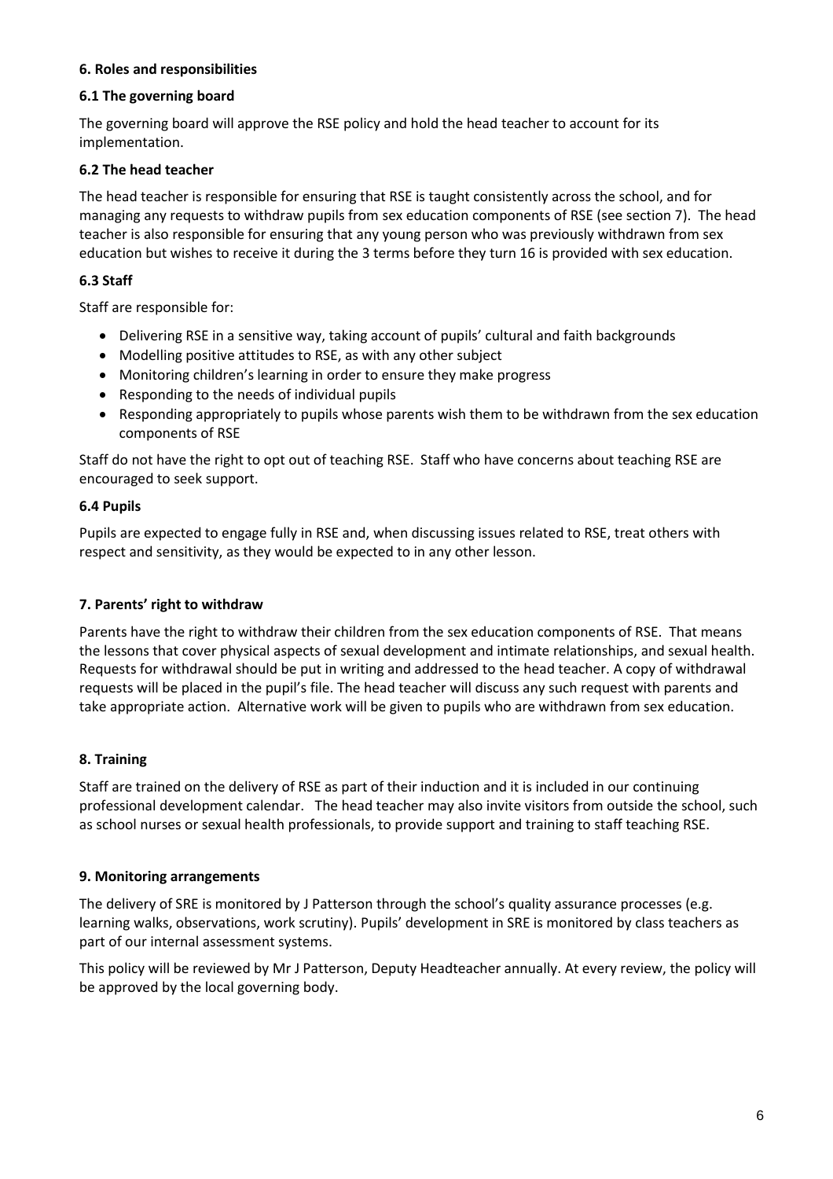## 6. Roles and responsibilities

### 6.1 The governing board

The governing board will approve the RSE policy and hold the head teacher to account for its implementation.

### 6.2 The head teacher

The head teacher is responsible for ensuring that RSE is taught consistently across the school, and for managing any requests to withdraw pupils from sex education components of RSE (see section 7). The head teacher is also responsible for ensuring that any young person who was previously withdrawn from sex education but wishes to receive it during the 3 terms before they turn 16 is provided with sex education.

### 6.3 Staff

Staff are responsible for:

- Delivering RSE in a sensitive way, taking account of pupils' cultural and faith backgrounds
- Modelling positive attitudes to RSE, as with any other subject
- Monitoring children's learning in order to ensure they make progress
- Responding to the needs of individual pupils
- Responding appropriately to pupils whose parents wish them to be withdrawn from the sex education components of RSE

Staff do not have the right to opt out of teaching RSE. Staff who have concerns about teaching RSE are encouraged to seek support.

### 6.4 Pupils

Pupils are expected to engage fully in RSE and, when discussing issues related to RSE, treat others with respect and sensitivity, as they would be expected to in any other lesson.

## 7. Parents' right to withdraw

Parents have the right to withdraw their children from the sex education components of RSE. That means the lessons that cover physical aspects of sexual development and intimate relationships, and sexual health. Requests for withdrawal should be put in writing and addressed to the head teacher. A copy of withdrawal requests will be placed in the pupil's file. The head teacher will discuss any such request with parents and take appropriate action. Alternative work will be given to pupils who are withdrawn from sex education.

## 8. Training

Staff are trained on the delivery of RSE as part of their induction and it is included in our continuing professional development calendar. The head teacher may also invite visitors from outside the school, such as school nurses or sexual health professionals, to provide support and training to staff teaching RSE.

## 9. Monitoring arrangements

The delivery of SRE is monitored by J Patterson through the school's quality assurance processes (e.g. learning walks, observations, work scrutiny). Pupils' development in SRE is monitored by class teachers as part of our internal assessment systems.

This policy will be reviewed by Mr J Patterson, Deputy Headteacher annually. At every review, the policy will be approved by the local governing body.